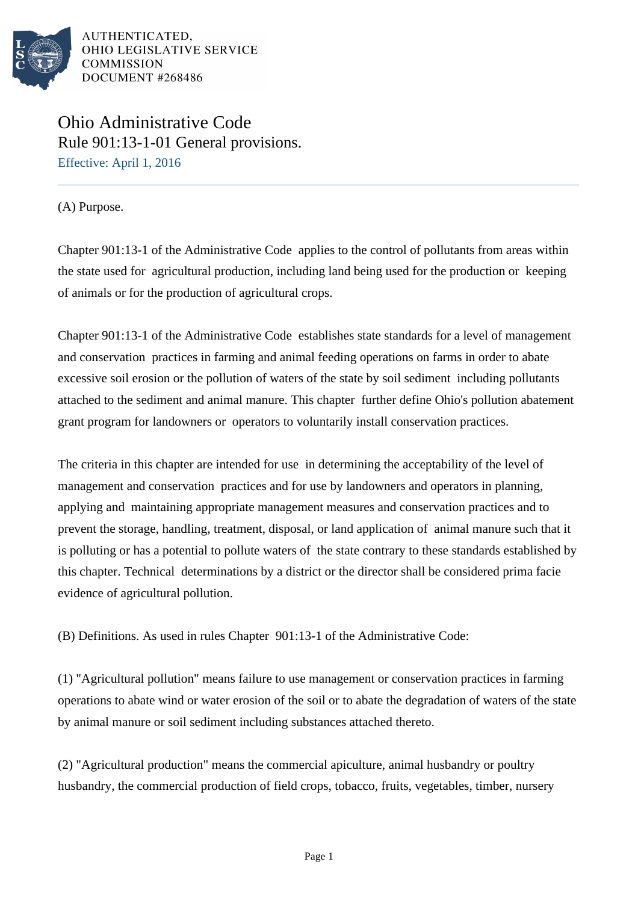AUTHENTICATED,
OHIO LEGISLATIVE SERVICE
COMMISSION
DOCUMENT #268486

# Ohio Administrative Code

## Rule 901:13-1-01 General provisions.

Effective: April 1, 2016

(A) Purpose.

Chapter 901:13-1 of the Administrative Code applies to the control of pollutants from areas within the state used for agricultural production, including land being used for the production or keeping of animals or for the production of agricultural crops.

Chapter 901:13-1 of the Administrative Code establishes state standards for a level of management and conservation practices in farming and animal feeding operations on farms in order to abate excessive soil erosion or the pollution of waters of the state by soil sediment including pollutants attached to the sediment and animal manure. This chapter further define Ohio's pollution abatement grant program for landowners or operators to voluntarily install conservation practices.

The criteria in this chapter are intended for use in determining the acceptability of the level of management and conservation practices and for use by landowners and operators in planning, applying and maintaining appropriate management measures and conservation practices and to prevent the storage, handling, treatment, disposal, or land application of animal manure such that it is polluting or has a potential to pollute waters of the state contrary to these standards established by this chapter. Technical determinations by a district or the director shall be considered prima facie evidence of agricultural pollution.

(B) Definitions. As used in rules Chapter 901:13-1 of the Administrative Code:

(1) "Agricultural pollution" means failure to use management or conservation practices in farming operations to abate wind or water erosion of the soil or to abate the degradation of waters of the state by animal manure or soil sediment including substances attached thereto.

(2) "Agricultural production" means the commercial apiculture, animal husbandry or poultry husbandry, the commercial production of field crops, tobacco, fruits, vegetables, timber, nursery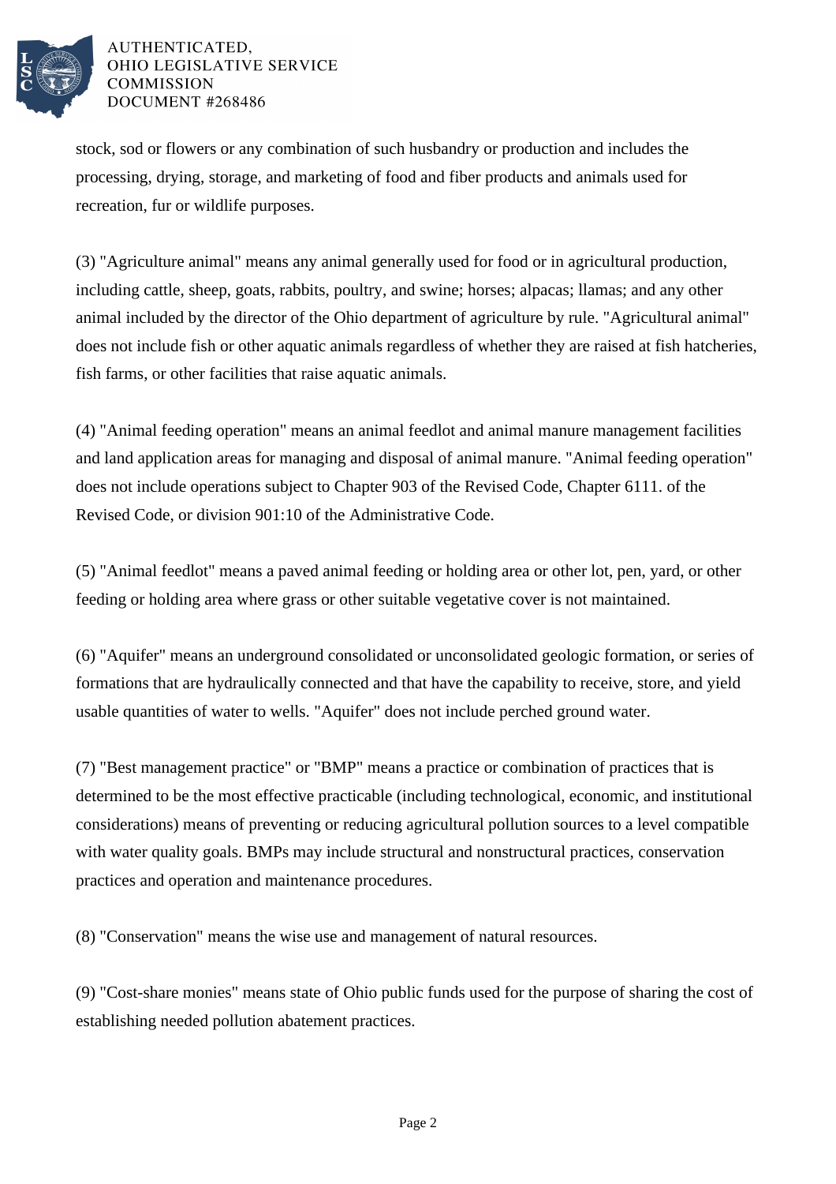stock, sod or flowers or any combination of such husbandry or production and includes the processing, drying, storage, and marketing of food and fiber products and animals used for recreation, fur or wildlife purposes.

(3) "Agriculture animal" means any animal generally used for food or in agricultural production, including cattle, sheep, goats, rabbits, poultry, and swine; horses; alpacas; llamas; and any other animal included by the director of the Ohio department of agriculture by rule. "Agricultural animal" does not include fish or other aquatic animals regardless of whether they are raised at fish hatcheries, fish farms, or other facilities that raise aquatic animals.

(4) "Animal feeding operation" means an animal feedlot and animal manure management facilities and land application areas for managing and disposal of animal manure. "Animal feeding operation" does not include operations subject to Chapter 903 of the Revised Code, Chapter 6111. of the Revised Code, or division 901:10 of the Administrative Code.

(5) "Animal feedlot" means a paved animal feeding or holding area or other lot, pen, yard, or other feeding or holding area where grass or other suitable vegetative cover is not maintained.

(6) "Aquifer" means an underground consolidated or unconsolidated geologic formation, or series of formations that are hydraulically connected and that have the capability to receive, store, and yield usable quantities of water to wells. "Aquifer" does not include perched ground water.

(7) "Best management practice" or "BMP" means a practice or combination of practices that is determined to be the most effective practicable (including technological, economic, and institutional considerations) means of preventing or reducing agricultural pollution sources to a level compatible with water quality goals. BMPs may include structural and nonstructural practices, conservation practices and operation and maintenance procedures.

(8) "Conservation" means the wise use and management of natural resources.

(9) "Cost-share monies" means state of Ohio public funds used for the purpose of sharing the cost of establishing needed pollution abatement practices.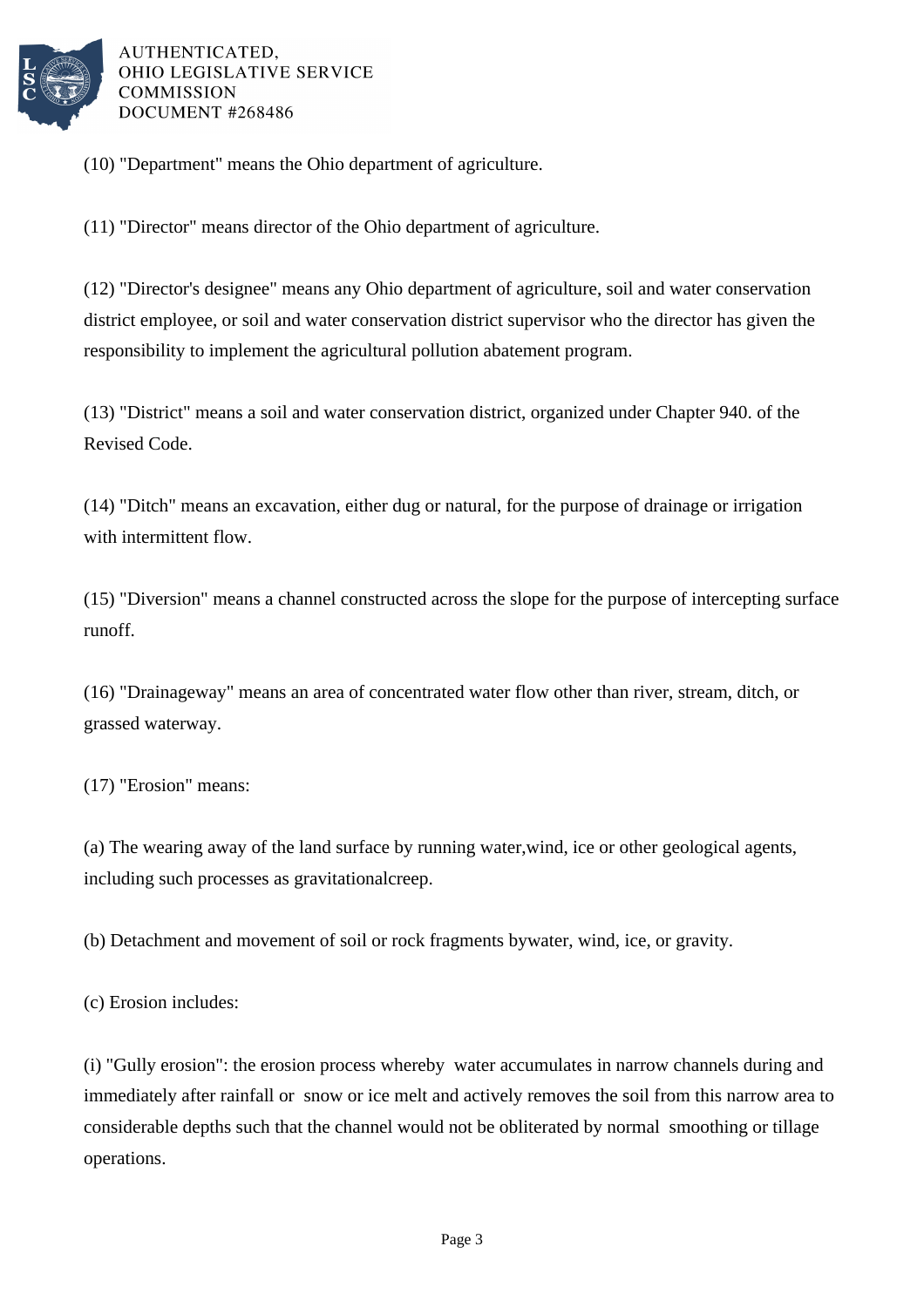(10) "Department" means the Ohio department of agriculture.

(11) "Director" means director of the Ohio department of agriculture.

(12) "Director's designee" means any Ohio department of agriculture, soil and water conservation district employee, or soil and water conservation district supervisor who the director has given the responsibility to implement the agricultural pollution abatement program.

(13) "District" means a soil and water conservation district, organized under Chapter 940. of the Revised Code.

(14) "Ditch" means an excavation, either dug or natural, for the purpose of drainage or irrigation with intermittent flow.

(15) "Diversion" means a channel constructed across the slope for the purpose of intercepting surface runoff.

(16) "Drainageway" means an area of concentrated water flow other than river, stream, ditch, or grassed waterway.

(17) "Erosion" means:

(a) The wearing away of the land surface by running water,wind, ice or other geological agents, including such processes as gravitationalcreep.

(b) Detachment and movement of soil or rock fragments bywater, wind, ice, or gravity.

(c) Erosion includes:

(i) "Gully erosion": the erosion process whereby water accumulates in narrow channels during and immediately after rainfall or snow or ice melt and actively removes the soil from this narrow area to considerable depths such that the channel would not be obliterated by normal smoothing or tillage operations.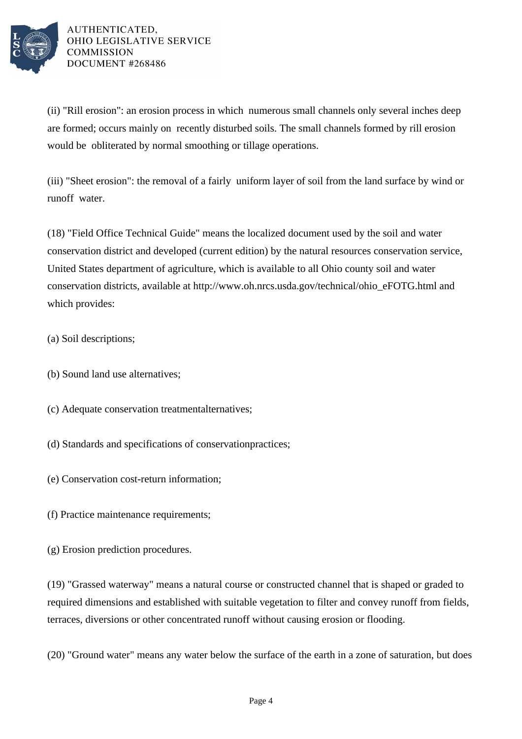(ii) "Rill erosion": an erosion process in which numerous small channels only several inches deep are formed; occurs mainly on recently disturbed soils. The small channels formed by rill erosion would be obliterated by normal smoothing or tillage operations.

(iii) "Sheet erosion": the removal of a fairly uniform layer of soil from the land surface by wind or runoff water.

(18) "Field Office Technical Guide" means the localized document used by the soil and water conservation district and developed (current edition) by the natural resources conservation service, United States department of agriculture, which is available to all Ohio county soil and water conservation districts, available at http://www.oh.nrcs.usda.gov/technical/ohio_eFOTG.html and which provides:

(a) Soil descriptions;

(b) Sound land use alternatives;

(c) Adequate conservation treatmentalternatives;

(d) Standards and specifications of conservationpractices;

(e) Conservation cost-return information;

(f) Practice maintenance requirements;

(g) Erosion prediction procedures.

(19) "Grassed waterway" means a natural course or constructed channel that is shaped or graded to required dimensions and established with suitable vegetation to filter and convey runoff from fields, terraces, diversions or other concentrated runoff without causing erosion or flooding.

(20) "Ground water" means any water below the surface of the earth in a zone of saturation, but does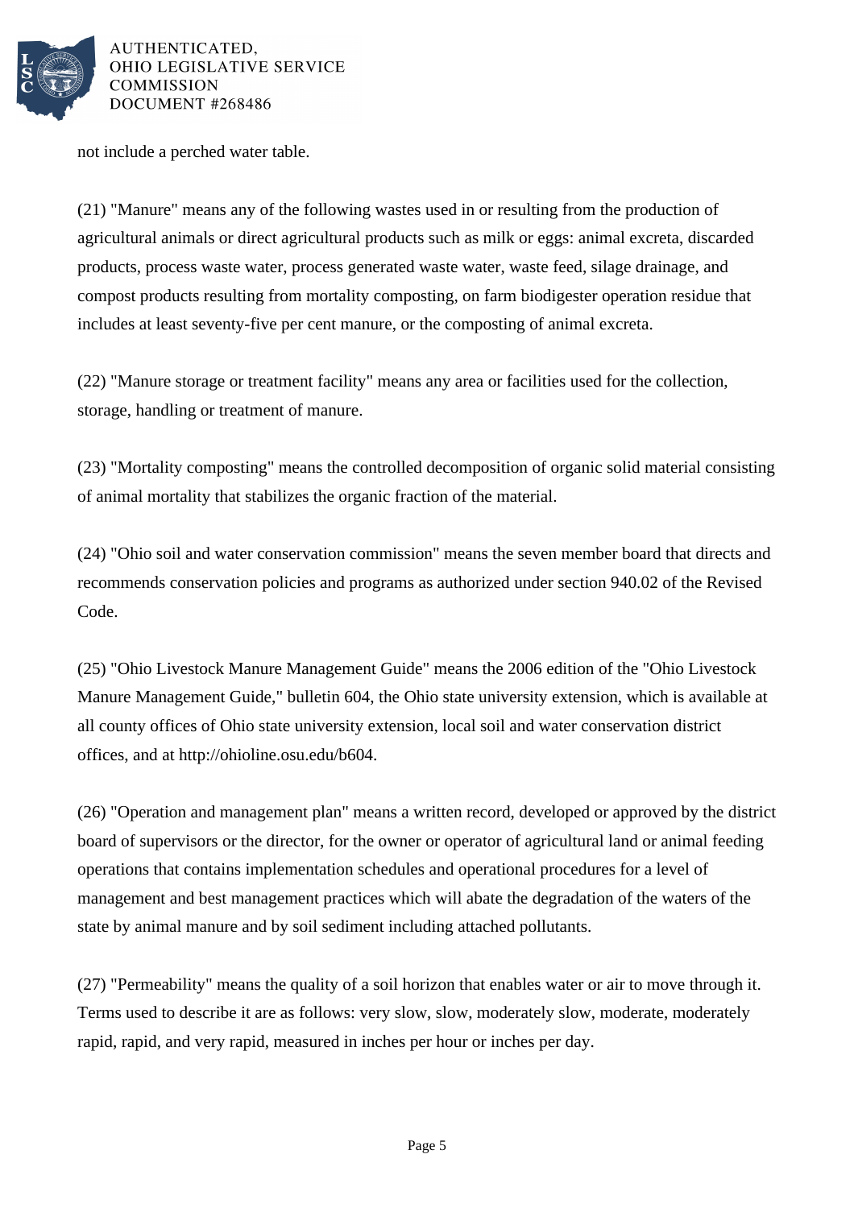not include a perched water table.

(21) "Manure" means any of the following wastes used in or resulting from the production of agricultural animals or direct agricultural products such as milk or eggs: animal excreta, discarded products, process waste water, process generated waste water, waste feed, silage drainage, and compost products resulting from mortality composting, on farm biodigester operation residue that includes at least seventy-five per cent manure, or the composting of animal excreta.

(22) "Manure storage or treatment facility" means any area or facilities used for the collection, storage, handling or treatment of manure.

(23) "Mortality composting" means the controlled decomposition of organic solid material consisting of animal mortality that stabilizes the organic fraction of the material.

(24) "Ohio soil and water conservation commission" means the seven member board that directs and recommends conservation policies and programs as authorized under section 940.02 of the Revised Code.

(25) "Ohio Livestock Manure Management Guide" means the 2006 edition of the "Ohio Livestock Manure Management Guide," bulletin 604, the Ohio state university extension, which is available at all county offices of Ohio state university extension, local soil and water conservation district offices, and at http://ohioline.osu.edu/b604.

(26) "Operation and management plan" means a written record, developed or approved by the district board of supervisors or the director, for the owner or operator of agricultural land or animal feeding operations that contains implementation schedules and operational procedures for a level of management and best management practices which will abate the degradation of the waters of the state by animal manure and by soil sediment including attached pollutants.

(27) "Permeability" means the quality of a soil horizon that enables water or air to move through it. Terms used to describe it are as follows: very slow, slow, moderately slow, moderate, moderately rapid, rapid, and very rapid, measured in inches per hour or inches per day.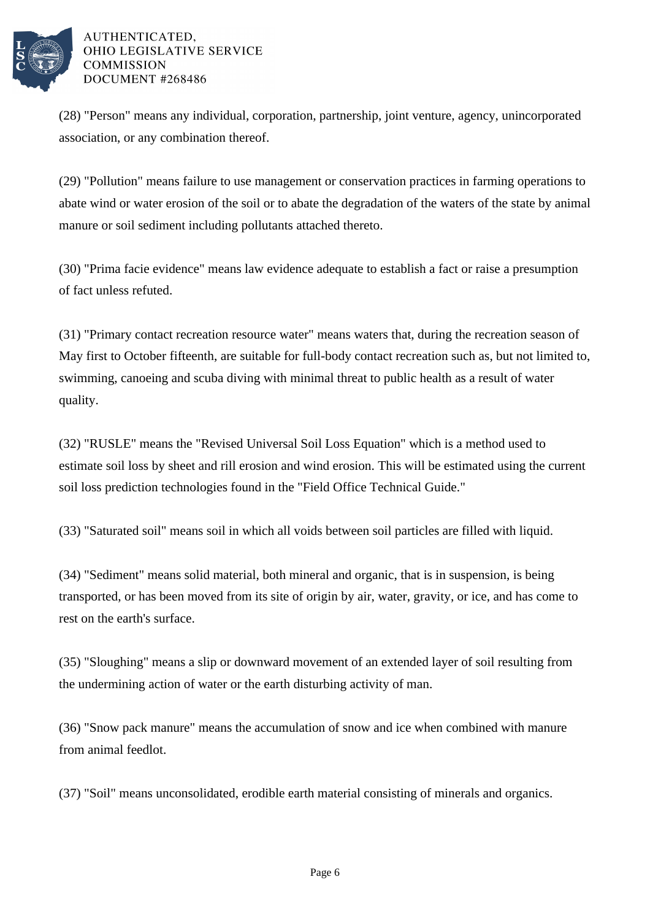(28) "Person" means any individual, corporation, partnership, joint venture, agency, unincorporated association, or any combination thereof.

(29) "Pollution" means failure to use management or conservation practices in farming operations to abate wind or water erosion of the soil or to abate the degradation of the waters of the state by animal manure or soil sediment including pollutants attached thereto.

(30) "Prima facie evidence" means law evidence adequate to establish a fact or raise a presumption of fact unless refuted.

(31) "Primary contact recreation resource water" means waters that, during the recreation season of May first to October fifteenth, are suitable for full-body contact recreation such as, but not limited to, swimming, canoeing and scuba diving with minimal threat to public health as a result of water quality.

(32) "RUSLE" means the "Revised Universal Soil Loss Equation" which is a method used to estimate soil loss by sheet and rill erosion and wind erosion. This will be estimated using the current soil loss prediction technologies found in the "Field Office Technical Guide."

(33) "Saturated soil" means soil in which all voids between soil particles are filled with liquid.

(34) "Sediment" means solid material, both mineral and organic, that is in suspension, is being transported, or has been moved from its site of origin by air, water, gravity, or ice, and has come to rest on the earth's surface.

(35) "Sloughing" means a slip or downward movement of an extended layer of soil resulting from the undermining action of water or the earth disturbing activity of man.

(36) "Snow pack manure" means the accumulation of snow and ice when combined with manure from animal feedlot.

(37) "Soil" means unconsolidated, erodible earth material consisting of minerals and organics.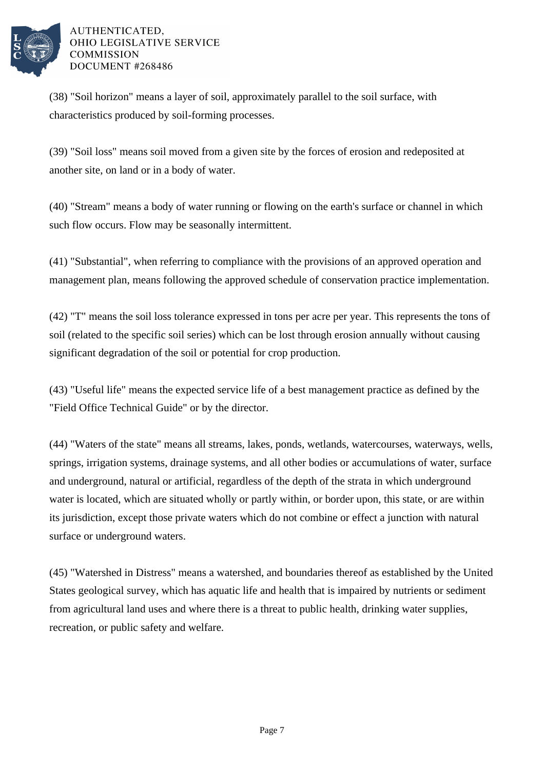(38) "Soil horizon" means a layer of soil, approximately parallel to the soil surface, with characteristics produced by soil-forming processes.

(39) "Soil loss" means soil moved from a given site by the forces of erosion and redeposited at another site, on land or in a body of water.

(40) "Stream" means a body of water running or flowing on the earth's surface or channel in which such flow occurs. Flow may be seasonally intermittent.

(41) "Substantial", when referring to compliance with the provisions of an approved operation and management plan, means following the approved schedule of conservation practice implementation.

(42) "T" means the soil loss tolerance expressed in tons per acre per year. This represents the tons of soil (related to the specific soil series) which can be lost through erosion annually without causing significant degradation of the soil or potential for crop production.

(43) "Useful life" means the expected service life of a best management practice as defined by the "Field Office Technical Guide" or by the director.

(44) "Waters of the state" means all streams, lakes, ponds, wetlands, watercourses, waterways, wells, springs, irrigation systems, drainage systems, and all other bodies or accumulations of water, surface and underground, natural or artificial, regardless of the depth of the strata in which underground water is located, which are situated wholly or partly within, or border upon, this state, or are within its jurisdiction, except those private waters which do not combine or effect a junction with natural surface or underground waters.

(45) "Watershed in Distress" means a watershed, and boundaries thereof as established by the United States geological survey, which has aquatic life and health that is impaired by nutrients or sediment from agricultural land uses and where there is a threat to public health, drinking water supplies, recreation, or public safety and welfare.